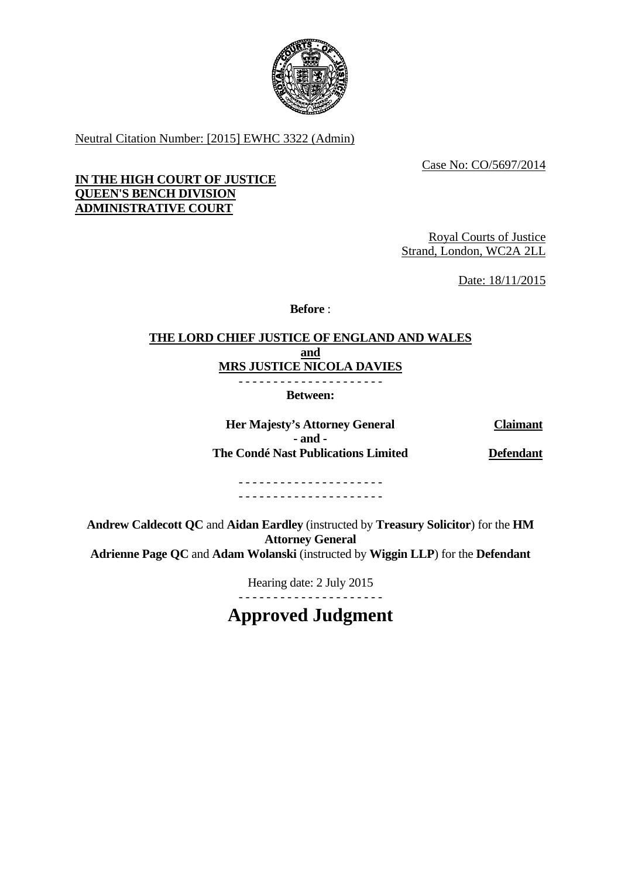Neutral Citation Number: [2015] EWHC 3322 (Admin)

Case No: CO/5697/2014

**IN THE HIGH COURT OF JUSTICE**
**QUEEN'S BENCH DIVISION**
**ADMINISTRATIVE COURT**

Royal Courts of Justice
Strand, London, WC2A 2LL

Date: 18/11/2015

**Before** :

**THE LORD CHIEF JUSTICE OF ENGLAND AND WALES**
**and**
**MRS JUSTICE NICOLA DAVIES**

- - - - - - - - - - - - - - - - - - - - -

**Between:**

| | |
|---|---|
| **Her Majesty's Attorney General** | **Claimant** |
| **- and -** | |
| **The Condé Nast Publications Limited** | **Defendant** |

- - - - - - - - - - - - - - - - - - - - -
- - - - - - - - - - - - - - - - - - - - -

**Andrew Caldecott QC** and **Aidan Eardley** (instructed by **Treasury Solicitor**) for the **HM Attorney General**
**Adrienne Page QC** and **Adam Wolanski** (instructed by **Wiggin LLP**) for the **Defendant**

Hearing date: 2 July 2015

- - - - - - - - - - - - - - - - - - - - -

# Approved Judgment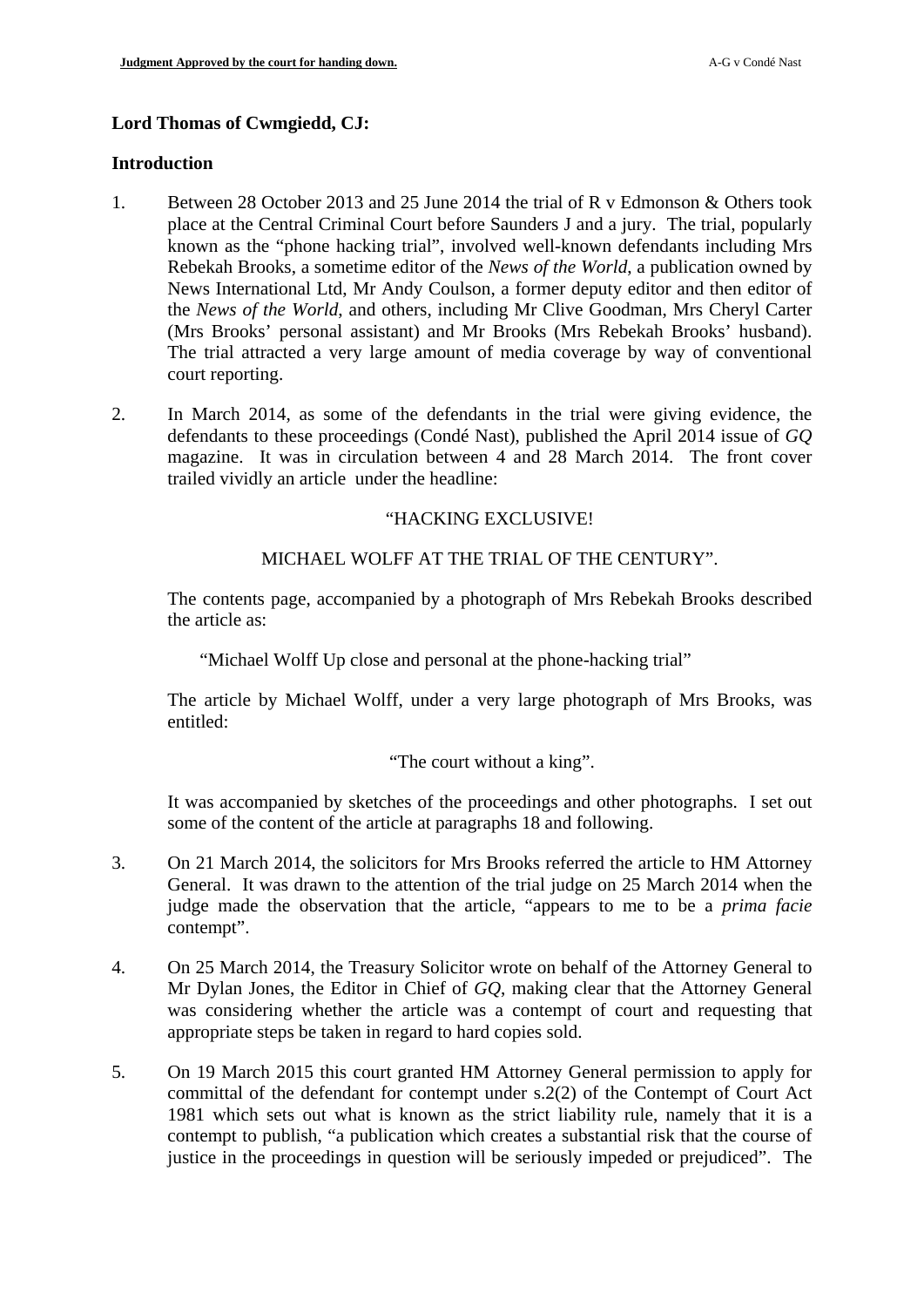**Lord Thomas of Cwmgiedd, CJ:**

**Introduction**

1. Between 28 October 2013 and 25 June 2014 the trial of R v Edmonson & Others took place at the Central Criminal Court before Saunders J and a jury. The trial, popularly known as the "phone hacking trial", involved well-known defendants including Mrs Rebekah Brooks, a sometime editor of the *News of the World*, a publication owned by News International Ltd, Mr Andy Coulson, a former deputy editor and then editor of the *News of the World*, and others, including Mr Clive Goodman, Mrs Cheryl Carter (Mrs Brooks' personal assistant) and Mr Brooks (Mrs Rebekah Brooks' husband). The trial attracted a very large amount of media coverage by way of conventional court reporting.

2. In March 2014, as some of the defendants in the trial were giving evidence, the defendants to these proceedings (Condé Nast), published the April 2014 issue of *GQ* magazine. It was in circulation between 4 and 28 March 2014. The front cover trailed vividly an article under the headline:

   "HACKING EXCLUSIVE!

   MICHAEL WOLFF AT THE TRIAL OF THE CENTURY".

   The contents page, accompanied by a photograph of Mrs Rebekah Brooks described the article as:

   > "Michael Wolff Up close and personal at the phone-hacking trial"

   The article by Michael Wolff, under a very large photograph of Mrs Brooks, was entitled:

   "The court without a king".

   It was accompanied by sketches of the proceedings and other photographs. I set out some of the content of the article at paragraphs 18 and following.

3. On 21 March 2014, the solicitors for Mrs Brooks referred the article to HM Attorney General. It was drawn to the attention of the trial judge on 25 March 2014 when the judge made the observation that the article, "appears to me to be a *prima facie* contempt".

4. On 25 March 2014, the Treasury Solicitor wrote on behalf of the Attorney General to Mr Dylan Jones, the Editor in Chief of *GQ*, making clear that the Attorney General was considering whether the article was a contempt of court and requesting that appropriate steps be taken in regard to hard copies sold.

5. On 19 March 2015 this court granted HM Attorney General permission to apply for committal of the defendant for contempt under s.2(2) of the Contempt of Court Act 1981 which sets out what is known as the strict liability rule, namely that it is a contempt to publish, "a publication which creates a substantial risk that the course of justice in the proceedings in question will be seriously impeded or prejudiced". The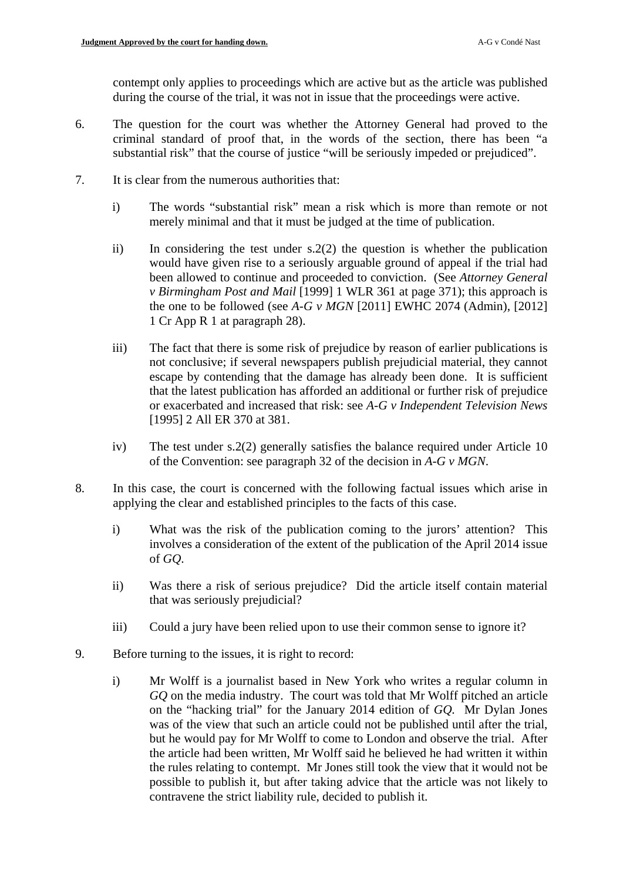contempt only applies to proceedings which are active but as the article was published during the course of the trial, it was not in issue that the proceedings were active.

6. The question for the court was whether the Attorney General had proved to the criminal standard of proof that, in the words of the section, there has been "a substantial risk" that the course of justice "will be seriously impeded or prejudiced".

7. It is clear from the numerous authorities that:

   i) The words "substantial risk" mean a risk which is more than remote or not merely minimal and that it must be judged at the time of publication.

   ii) In considering the test under s.2(2) the question is whether the publication would have given rise to a seriously arguable ground of appeal if the trial had been allowed to continue and proceeded to conviction. (See *Attorney General v Birmingham Post and Mail* [1999] 1 WLR 361 at page 371); this approach is the one to be followed (see *A-G v MGN* [2011] EWHC 2074 (Admin), [2012] 1 Cr App R 1 at paragraph 28).

   iii) The fact that there is some risk of prejudice by reason of earlier publications is not conclusive; if several newspapers publish prejudicial material, they cannot escape by contending that the damage has already been done. It is sufficient that the latest publication has afforded an additional or further risk of prejudice or exacerbated and increased that risk: see *A-G v Independent Television News* [1995] 2 All ER 370 at 381.

   iv) The test under s.2(2) generally satisfies the balance required under Article 10 of the Convention: see paragraph 32 of the decision in *A-G v MGN*.

8. In this case, the court is concerned with the following factual issues which arise in applying the clear and established principles to the facts of this case.

   i) What was the risk of the publication coming to the jurors' attention? This involves a consideration of the extent of the publication of the April 2014 issue of *GQ*.

   ii) Was there a risk of serious prejudice? Did the article itself contain material that was seriously prejudicial?

   iii) Could a jury have been relied upon to use their common sense to ignore it?

9. Before turning to the issues, it is right to record:

   i) Mr Wolff is a journalist based in New York who writes a regular column in *GQ* on the media industry. The court was told that Mr Wolff pitched an article on the "hacking trial" for the January 2014 edition of *GQ*. Mr Dylan Jones was of the view that such an article could not be published until after the trial, but he would pay for Mr Wolff to come to London and observe the trial. After the article had been written, Mr Wolff said he believed he had written it within the rules relating to contempt. Mr Jones still took the view that it would not be possible to publish it, but after taking advice that the article was not likely to contravene the strict liability rule, decided to publish it.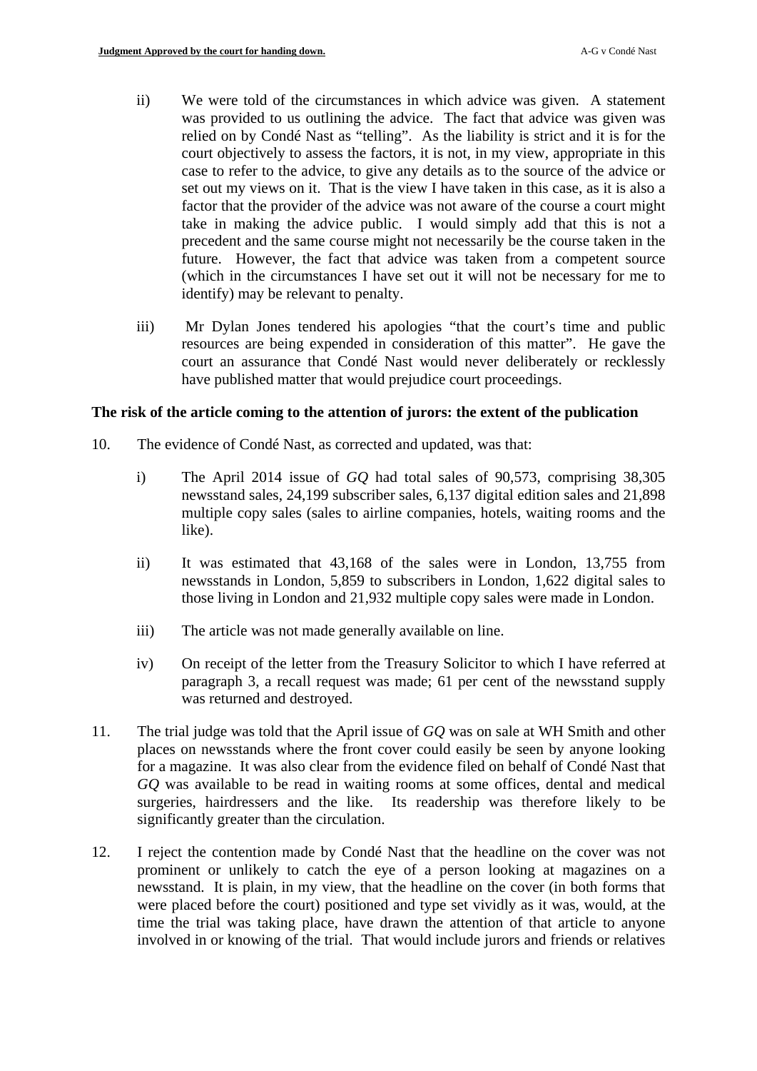ii) We were told of the circumstances in which advice was given. A statement was provided to us outlining the advice. The fact that advice was given was relied on by Condé Nast as "telling". As the liability is strict and it is for the court objectively to assess the factors, it is not, in my view, appropriate in this case to refer to the advice, to give any details as to the source of the advice or set out my views on it. That is the view I have taken in this case, as it is also a factor that the provider of the advice was not aware of the course a court might take in making the advice public. I would simply add that this is not a precedent and the same course might not necessarily be the course taken in the future. However, the fact that advice was taken from a competent source (which in the circumstances I have set out it will not be necessary for me to identify) may be relevant to penalty.

iii) Mr Dylan Jones tendered his apologies "that the court's time and public resources are being expended in consideration of this matter". He gave the court an assurance that Condé Nast would never deliberately or recklessly have published matter that would prejudice court proceedings.

**The risk of the article coming to the attention of jurors: the extent of the publication**

10. The evidence of Condé Nast, as corrected and updated, was that:

    i) The April 2014 issue of *GQ* had total sales of 90,573, comprising 38,305 newsstand sales, 24,199 subscriber sales, 6,137 digital edition sales and 21,898 multiple copy sales (sales to airline companies, hotels, waiting rooms and the like).

    ii) It was estimated that 43,168 of the sales were in London, 13,755 from newsstands in London, 5,859 to subscribers in London, 1,622 digital sales to those living in London and 21,932 multiple copy sales were made in London.

    iii) The article was not made generally available on line.

    iv) On receipt of the letter from the Treasury Solicitor to which I have referred at paragraph 3, a recall request was made; 61 per cent of the newsstand supply was returned and destroyed.

11. The trial judge was told that the April issue of *GQ* was on sale at WH Smith and other places on newsstands where the front cover could easily be seen by anyone looking for a magazine. It was also clear from the evidence filed on behalf of Condé Nast that *GQ* was available to be read in waiting rooms at some offices, dental and medical surgeries, hairdressers and the like. Its readership was therefore likely to be significantly greater than the circulation.

12. I reject the contention made by Condé Nast that the headline on the cover was not prominent or unlikely to catch the eye of a person looking at magazines on a newsstand. It is plain, in my view, that the headline on the cover (in both forms that were placed before the court) positioned and type set vividly as it was, would, at the time the trial was taking place, have drawn the attention of that article to anyone involved in or knowing of the trial. That would include jurors and friends or relatives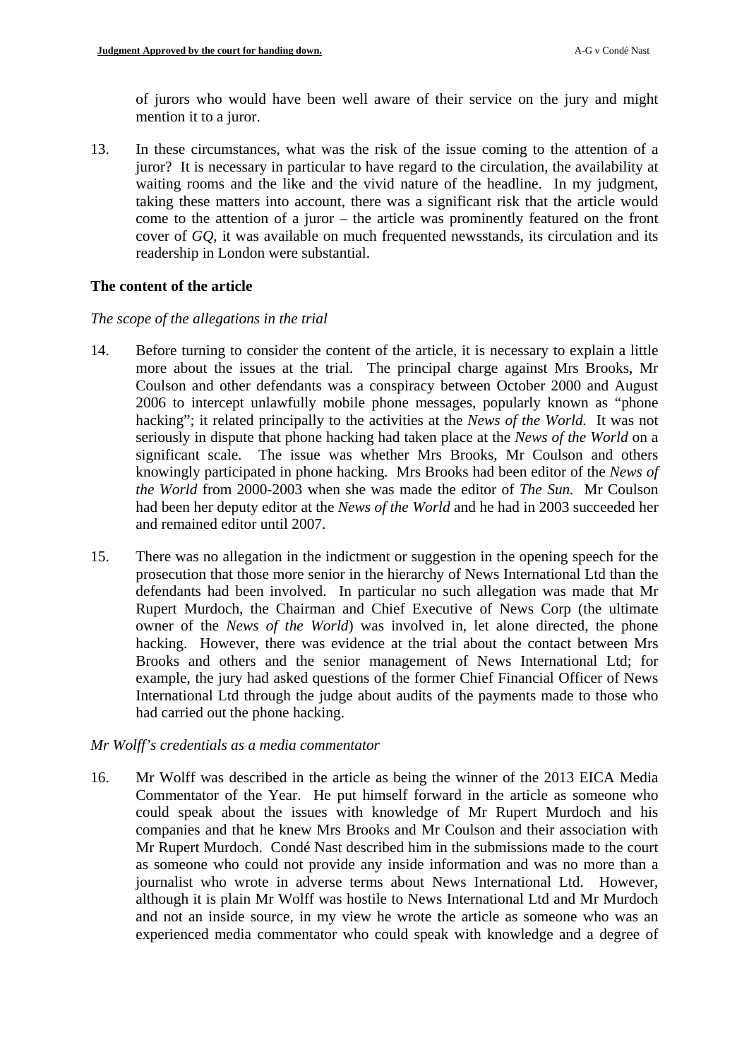of jurors who would have been well aware of their service on the jury and might mention it to a juror.

13. In these circumstances, what was the risk of the issue coming to the attention of a juror? It is necessary in particular to have regard to the circulation, the availability at waiting rooms and the like and the vivid nature of the headline. In my judgment, taking these matters into account, there was a significant risk that the article would come to the attention of a juror – the article was prominently featured on the front cover of *GQ*, it was available on much frequented newsstands, its circulation and its readership in London were substantial.

### The content of the article

*The scope of the allegations in the trial*

14. Before turning to consider the content of the article, it is necessary to explain a little more about the issues at the trial. The principal charge against Mrs Brooks, Mr Coulson and other defendants was a conspiracy between October 2000 and August 2006 to intercept unlawfully mobile phone messages, popularly known as "phone hacking"; it related principally to the activities at the *News of the World.* It was not seriously in dispute that phone hacking had taken place at the *News of the World* on a significant scale. The issue was whether Mrs Brooks, Mr Coulson and others knowingly participated in phone hacking. Mrs Brooks had been editor of the *News of the World* from 2000-2003 when she was made the editor of *The Sun.* Mr Coulson had been her deputy editor at the *News of the World* and he had in 2003 succeeded her and remained editor until 2007.

15. There was no allegation in the indictment or suggestion in the opening speech for the prosecution that those more senior in the hierarchy of News International Ltd than the defendants had been involved. In particular no such allegation was made that Mr Rupert Murdoch, the Chairman and Chief Executive of News Corp (the ultimate owner of the *News of the World*) was involved in, let alone directed, the phone hacking. However, there was evidence at the trial about the contact between Mrs Brooks and others and the senior management of News International Ltd; for example, the jury had asked questions of the former Chief Financial Officer of News International Ltd through the judge about audits of the payments made to those who had carried out the phone hacking.

*Mr Wolff's credentials as a media commentator*

16. Mr Wolff was described in the article as being the winner of the 2013 EICA Media Commentator of the Year. He put himself forward in the article as someone who could speak about the issues with knowledge of Mr Rupert Murdoch and his companies and that he knew Mrs Brooks and Mr Coulson and their association with Mr Rupert Murdoch. Condé Nast described him in the submissions made to the court as someone who could not provide any inside information and was no more than a journalist who wrote in adverse terms about News International Ltd. However, although it is plain Mr Wolff was hostile to News International Ltd and Mr Murdoch and not an inside source, in my view he wrote the article as someone who was an experienced media commentator who could speak with knowledge and a degree of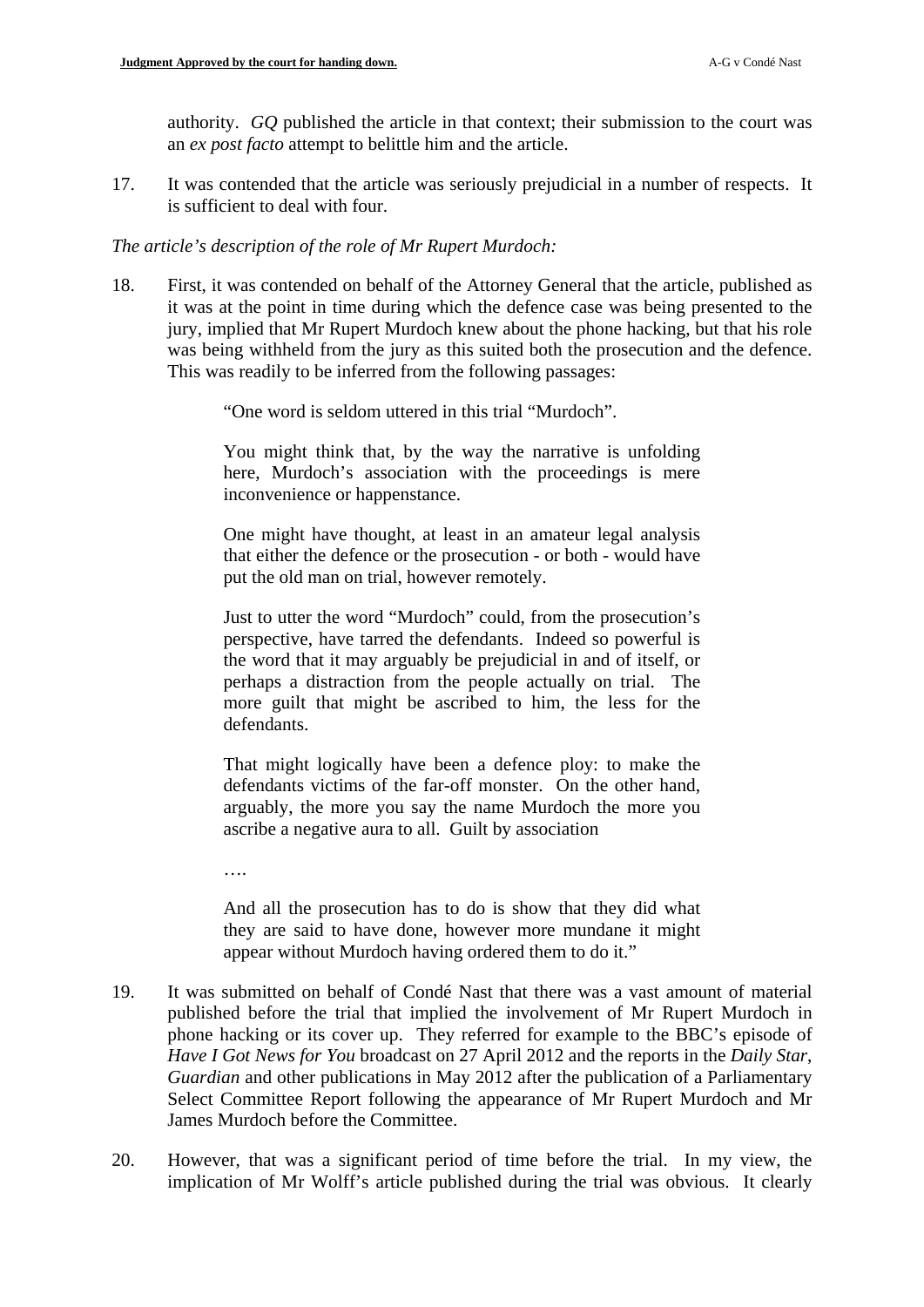authority. *GQ* published the article in that context; their submission to the court was an *ex post facto* attempt to belittle him and the article.

17. It was contended that the article was seriously prejudicial in a number of respects. It is sufficient to deal with four.

*The article's description of the role of Mr Rupert Murdoch:*

18. First, it was contended on behalf of the Attorney General that the article, published as it was at the point in time during which the defence case was being presented to the jury, implied that Mr Rupert Murdoch knew about the phone hacking, but that his role was being withheld from the jury as this suited both the prosecution and the defence. This was readily to be inferred from the following passages:

> "One word is seldom uttered in this trial "Murdoch".
>
> You might think that, by the way the narrative is unfolding here, Murdoch's association with the proceedings is mere inconvenience or happenstance.
>
> One might have thought, at least in an amateur legal analysis that either the defence or the prosecution - or both - would have put the old man on trial, however remotely.
>
> Just to utter the word "Murdoch" could, from the prosecution's perspective, have tarred the defendants. Indeed so powerful is the word that it may arguably be prejudicial in and of itself, or perhaps a distraction from the people actually on trial. The more guilt that might be ascribed to him, the less for the defendants.
>
> That might logically have been a defence ploy: to make the defendants victims of the far-off monster. On the other hand, arguably, the more you say the name Murdoch the more you ascribe a negative aura to all. Guilt by association
>
> ….
>
> And all the prosecution has to do is show that they did what they are said to have done, however more mundane it might appear without Murdoch having ordered them to do it."

19. It was submitted on behalf of Condé Nast that there was a vast amount of material published before the trial that implied the involvement of Mr Rupert Murdoch in phone hacking or its cover up. They referred for example to the BBC's episode of *Have I Got News for You* broadcast on 27 April 2012 and the reports in the *Daily Star*, *Guardian* and other publications in May 2012 after the publication of a Parliamentary Select Committee Report following the appearance of Mr Rupert Murdoch and Mr James Murdoch before the Committee.

20. However, that was a significant period of time before the trial. In my view, the implication of Mr Wolff's article published during the trial was obvious. It clearly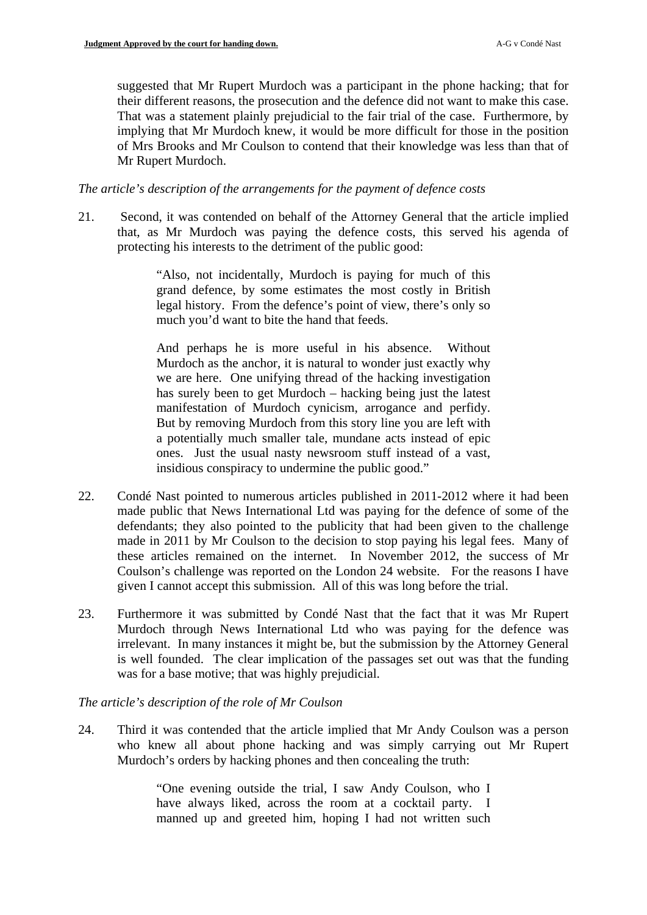suggested that Mr Rupert Murdoch was a participant in the phone hacking; that for their different reasons, the prosecution and the defence did not want to make this case. That was a statement plainly prejudicial to the fair trial of the case. Furthermore, by implying that Mr Murdoch knew, it would be more difficult for those in the position of Mrs Brooks and Mr Coulson to contend that their knowledge was less than that of Mr Rupert Murdoch.

*The article's description of the arrangements for the payment of defence costs*

21. Second, it was contended on behalf of the Attorney General that the article implied that, as Mr Murdoch was paying the defence costs, this served his agenda of protecting his interests to the detriment of the public good:

> "Also, not incidentally, Murdoch is paying for much of this grand defence, by some estimates the most costly in British legal history. From the defence's point of view, there's only so much you'd want to bite the hand that feeds.
>
> And perhaps he is more useful in his absence. Without Murdoch as the anchor, it is natural to wonder just exactly why we are here. One unifying thread of the hacking investigation has surely been to get Murdoch – hacking being just the latest manifestation of Murdoch cynicism, arrogance and perfidy. But by removing Murdoch from this story line you are left with a potentially much smaller tale, mundane acts instead of epic ones. Just the usual nasty newsroom stuff instead of a vast, insidious conspiracy to undermine the public good."

22. Condé Nast pointed to numerous articles published in 2011-2012 where it had been made public that News International Ltd was paying for the defence of some of the defendants; they also pointed to the publicity that had been given to the challenge made in 2011 by Mr Coulson to the decision to stop paying his legal fees. Many of these articles remained on the internet. In November 2012, the success of Mr Coulson's challenge was reported on the London 24 website. For the reasons I have given I cannot accept this submission. All of this was long before the trial.

23. Furthermore it was submitted by Condé Nast that the fact that it was Mr Rupert Murdoch through News International Ltd who was paying for the defence was irrelevant. In many instances it might be, but the submission by the Attorney General is well founded. The clear implication of the passages set out was that the funding was for a base motive; that was highly prejudicial.

*The article's description of the role of Mr Coulson*

24. Third it was contended that the article implied that Mr Andy Coulson was a person who knew all about phone hacking and was simply carrying out Mr Rupert Murdoch's orders by hacking phones and then concealing the truth:

> "One evening outside the trial, I saw Andy Coulson, who I have always liked, across the room at a cocktail party. I manned up and greeted him, hoping I had not written such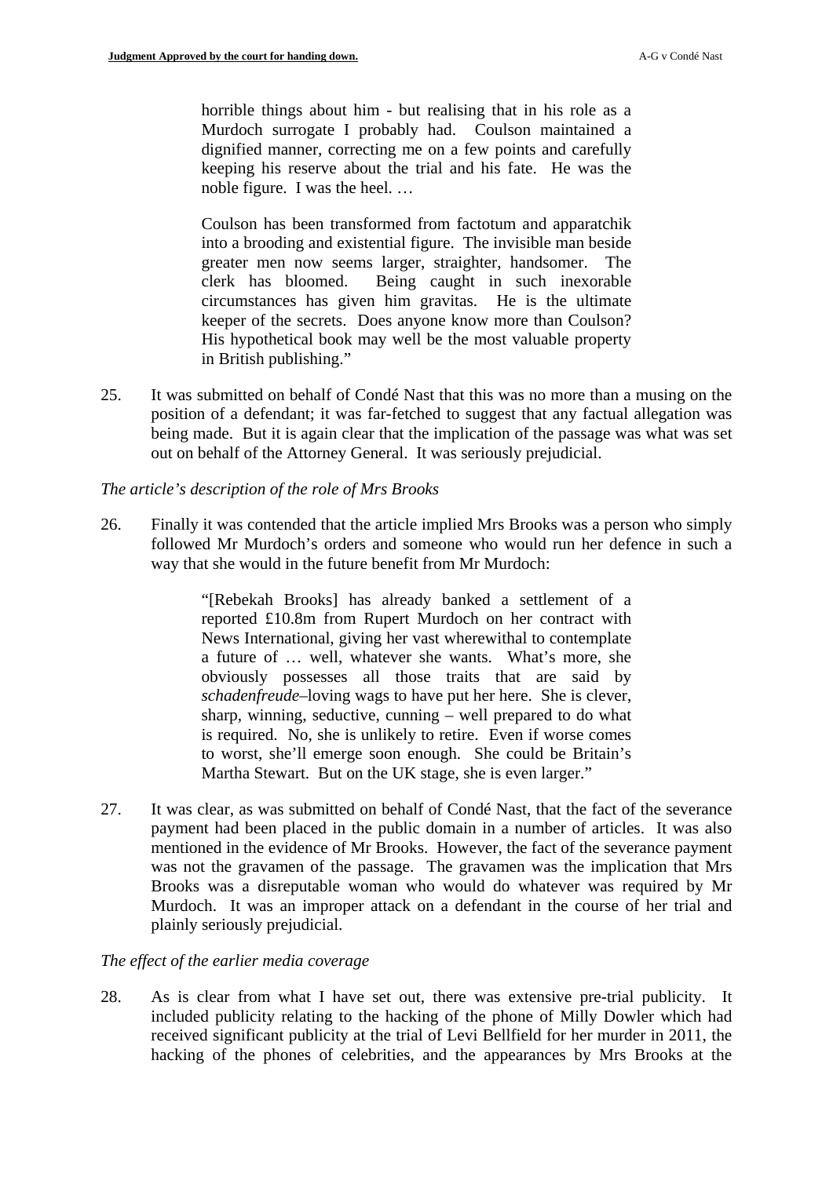> horrible things about him - but realising that in his role as a Murdoch surrogate I probably had. Coulson maintained a dignified manner, correcting me on a few points and carefully keeping his reserve about the trial and his fate. He was the noble figure. I was the heel. …
>
> Coulson has been transformed from factotum and apparatchik into a brooding and existential figure. The invisible man beside greater men now seems larger, straighter, handsomer. The clerk has bloomed. Being caught in such inexorable circumstances has given him gravitas. He is the ultimate keeper of the secrets. Does anyone know more than Coulson? His hypothetical book may well be the most valuable property in British publishing."

25. It was submitted on behalf of Condé Nast that this was no more than a musing on the position of a defendant; it was far-fetched to suggest that any factual allegation was being made. But it is again clear that the implication of the passage was what was set out on behalf of the Attorney General. It was seriously prejudicial.

*The article's description of the role of Mrs Brooks*

26. Finally it was contended that the article implied Mrs Brooks was a person who simply followed Mr Murdoch's orders and someone who would run her defence in such a way that she would in the future benefit from Mr Murdoch:

> "[Rebekah Brooks] has already banked a settlement of a reported £10.8m from Rupert Murdoch on her contract with News International, giving her vast wherewithal to contemplate a future of … well, whatever she wants. What's more, she obviously possesses all those traits that are said by *schadenfreude*–loving wags to have put her here. She is clever, sharp, winning, seductive, cunning – well prepared to do what is required. No, she is unlikely to retire. Even if worse comes to worst, she'll emerge soon enough. She could be Britain's Martha Stewart. But on the UK stage, she is even larger."

27. It was clear, as was submitted on behalf of Condé Nast, that the fact of the severance payment had been placed in the public domain in a number of articles. It was also mentioned in the evidence of Mr Brooks. However, the fact of the severance payment was not the gravamen of the passage. The gravamen was the implication that Mrs Brooks was a disreputable woman who would do whatever was required by Mr Murdoch. It was an improper attack on a defendant in the course of her trial and plainly seriously prejudicial.

*The effect of the earlier media coverage*

28. As is clear from what I have set out, there was extensive pre-trial publicity. It included publicity relating to the hacking of the phone of Milly Dowler which had received significant publicity at the trial of Levi Bellfield for her murder in 2011, the hacking of the phones of celebrities, and the appearances by Mrs Brooks at the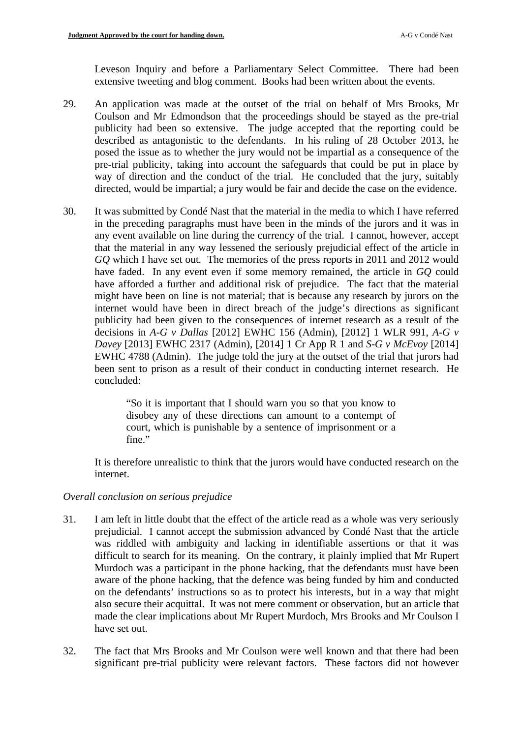Leveson Inquiry and before a Parliamentary Select Committee. There had been extensive tweeting and blog comment. Books had been written about the events.

29. An application was made at the outset of the trial on behalf of Mrs Brooks, Mr Coulson and Mr Edmondson that the proceedings should be stayed as the pre-trial publicity had been so extensive. The judge accepted that the reporting could be described as antagonistic to the defendants. In his ruling of 28 October 2013, he posed the issue as to whether the jury would not be impartial as a consequence of the pre-trial publicity, taking into account the safeguards that could be put in place by way of direction and the conduct of the trial. He concluded that the jury, suitably directed, would be impartial; a jury would be fair and decide the case on the evidence.

30. It was submitted by Condé Nast that the material in the media to which I have referred in the preceding paragraphs must have been in the minds of the jurors and it was in any event available on line during the currency of the trial. I cannot, however, accept that the material in any way lessened the seriously prejudicial effect of the article in *GQ* which I have set out. The memories of the press reports in 2011 and 2012 would have faded. In any event even if some memory remained, the article in *GQ* could have afforded a further and additional risk of prejudice. The fact that the material might have been on line is not material; that is because any research by jurors on the internet would have been in direct breach of the judge's directions as significant publicity had been given to the consequences of internet research as a result of the decisions in *A-G v Dallas* [2012] EWHC 156 (Admin), [2012] 1 WLR 991, *A-G v Davey* [2013] EWHC 2317 (Admin), [2014] 1 Cr App R 1 and *S-G v McEvoy* [2014] EWHC 4788 (Admin). The judge told the jury at the outset of the trial that jurors had been sent to prison as a result of their conduct in conducting internet research. He concluded:

> "So it is important that I should warn you so that you know to disobey any of these directions can amount to a contempt of court, which is punishable by a sentence of imprisonment or a fine."

It is therefore unrealistic to think that the jurors would have conducted research on the internet.

*Overall conclusion on serious prejudice*

31. I am left in little doubt that the effect of the article read as a whole was very seriously prejudicial. I cannot accept the submission advanced by Condé Nast that the article was riddled with ambiguity and lacking in identifiable assertions or that it was difficult to search for its meaning. On the contrary, it plainly implied that Mr Rupert Murdoch was a participant in the phone hacking, that the defendants must have been aware of the phone hacking, that the defence was being funded by him and conducted on the defendants' instructions so as to protect his interests, but in a way that might also secure their acquittal. It was not mere comment or observation, but an article that made the clear implications about Mr Rupert Murdoch, Mrs Brooks and Mr Coulson I have set out.

32. The fact that Mrs Brooks and Mr Coulson were well known and that there had been significant pre-trial publicity were relevant factors. These factors did not however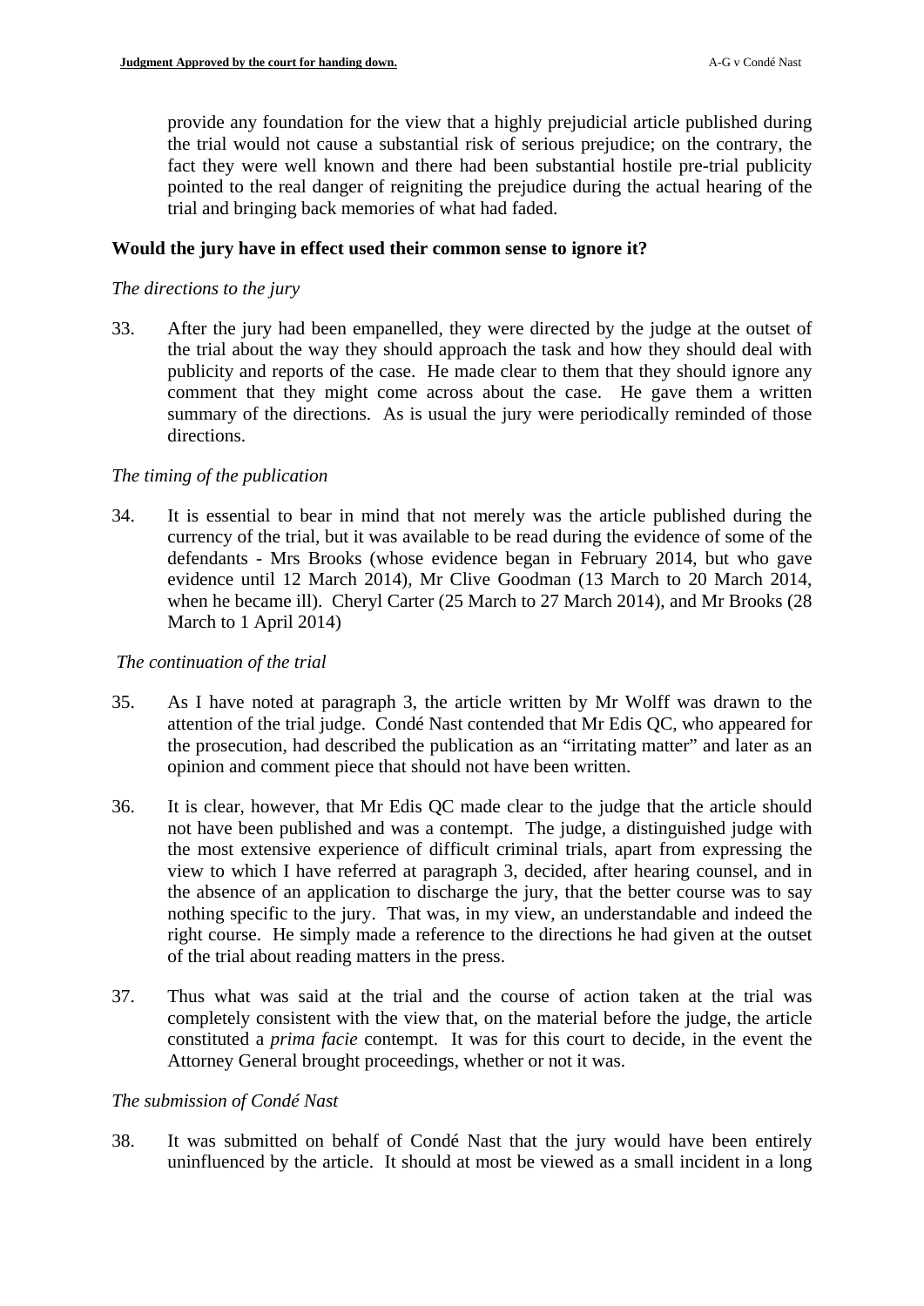provide any foundation for the view that a highly prejudicial article published during the trial would not cause a substantial risk of serious prejudice; on the contrary, the fact they were well known and there had been substantial hostile pre-trial publicity pointed to the real danger of reigniting the prejudice during the actual hearing of the trial and bringing back memories of what had faded.

**Would the jury have in effect used their common sense to ignore it?**

*The directions to the jury*

33. After the jury had been empanelled, they were directed by the judge at the outset of the trial about the way they should approach the task and how they should deal with publicity and reports of the case. He made clear to them that they should ignore any comment that they might come across about the case. He gave them a written summary of the directions. As is usual the jury were periodically reminded of those directions.

*The timing of the publication*

34. It is essential to bear in mind that not merely was the article published during the currency of the trial, but it was available to be read during the evidence of some of the defendants - Mrs Brooks (whose evidence began in February 2014, but who gave evidence until 12 March 2014), Mr Clive Goodman (13 March to 20 March 2014, when he became ill). Cheryl Carter (25 March to 27 March 2014), and Mr Brooks (28 March to 1 April 2014)

*The continuation of the trial*

35. As I have noted at paragraph 3, the article written by Mr Wolff was drawn to the attention of the trial judge. Condé Nast contended that Mr Edis QC, who appeared for the prosecution, had described the publication as an "irritating matter" and later as an opinion and comment piece that should not have been written.

36. It is clear, however, that Mr Edis QC made clear to the judge that the article should not have been published and was a contempt. The judge, a distinguished judge with the most extensive experience of difficult criminal trials, apart from expressing the view to which I have referred at paragraph 3, decided, after hearing counsel, and in the absence of an application to discharge the jury, that the better course was to say nothing specific to the jury. That was, in my view, an understandable and indeed the right course. He simply made a reference to the directions he had given at the outset of the trial about reading matters in the press.

37. Thus what was said at the trial and the course of action taken at the trial was completely consistent with the view that, on the material before the judge, the article constituted a *prima facie* contempt. It was for this court to decide, in the event the Attorney General brought proceedings, whether or not it was.

*The submission of Condé Nast*

38. It was submitted on behalf of Condé Nast that the jury would have been entirely uninfluenced by the article. It should at most be viewed as a small incident in a long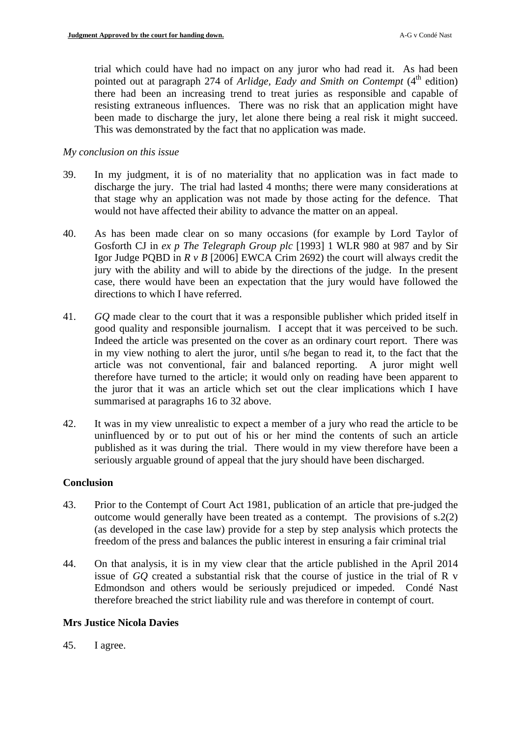trial which could have had no impact on any juror who had read it. As had been pointed out at paragraph 274 of *Arlidge, Eady and Smith on Contempt* (4th edition) there had been an increasing trend to treat juries as responsible and capable of resisting extraneous influences. There was no risk that an application might have been made to discharge the jury, let alone there being a real risk it might succeed. This was demonstrated by the fact that no application was made.

*My conclusion on this issue*

39. In my judgment, it is of no materiality that no application was in fact made to discharge the jury. The trial had lasted 4 months; there were many considerations at that stage why an application was not made by those acting for the defence. That would not have affected their ability to advance the matter on an appeal.

40. As has been made clear on so many occasions (for example by Lord Taylor of Gosforth CJ in *ex p The Telegraph Group plc* [1993] 1 WLR 980 at 987 and by Sir Igor Judge PQBD in *R v B* [2006] EWCA Crim 2692) the court will always credit the jury with the ability and will to abide by the directions of the judge. In the present case, there would have been an expectation that the jury would have followed the directions to which I have referred.

41. *GQ* made clear to the court that it was a responsible publisher which prided itself in good quality and responsible journalism. I accept that it was perceived to be such. Indeed the article was presented on the cover as an ordinary court report. There was in my view nothing to alert the juror, until s/he began to read it, to the fact that the article was not conventional, fair and balanced reporting. A juror might well therefore have turned to the article; it would only on reading have been apparent to the juror that it was an article which set out the clear implications which I have summarised at paragraphs 16 to 32 above.

42. It was in my view unrealistic to expect a member of a jury who read the article to be uninfluenced by or to put out of his or her mind the contents of such an article published as it was during the trial. There would in my view therefore have been a seriously arguable ground of appeal that the jury should have been discharged.

**Conclusion**

43. Prior to the Contempt of Court Act 1981, publication of an article that pre-judged the outcome would generally have been treated as a contempt. The provisions of s.2(2) (as developed in the case law) provide for a step by step analysis which protects the freedom of the press and balances the public interest in ensuring a fair criminal trial

44. On that analysis, it is in my view clear that the article published in the April 2014 issue of *GQ* created a substantial risk that the course of justice in the trial of R v Edmondson and others would be seriously prejudiced or impeded. Condé Nast therefore breached the strict liability rule and was therefore in contempt of court.

**Mrs Justice Nicola Davies**

45. I agree.